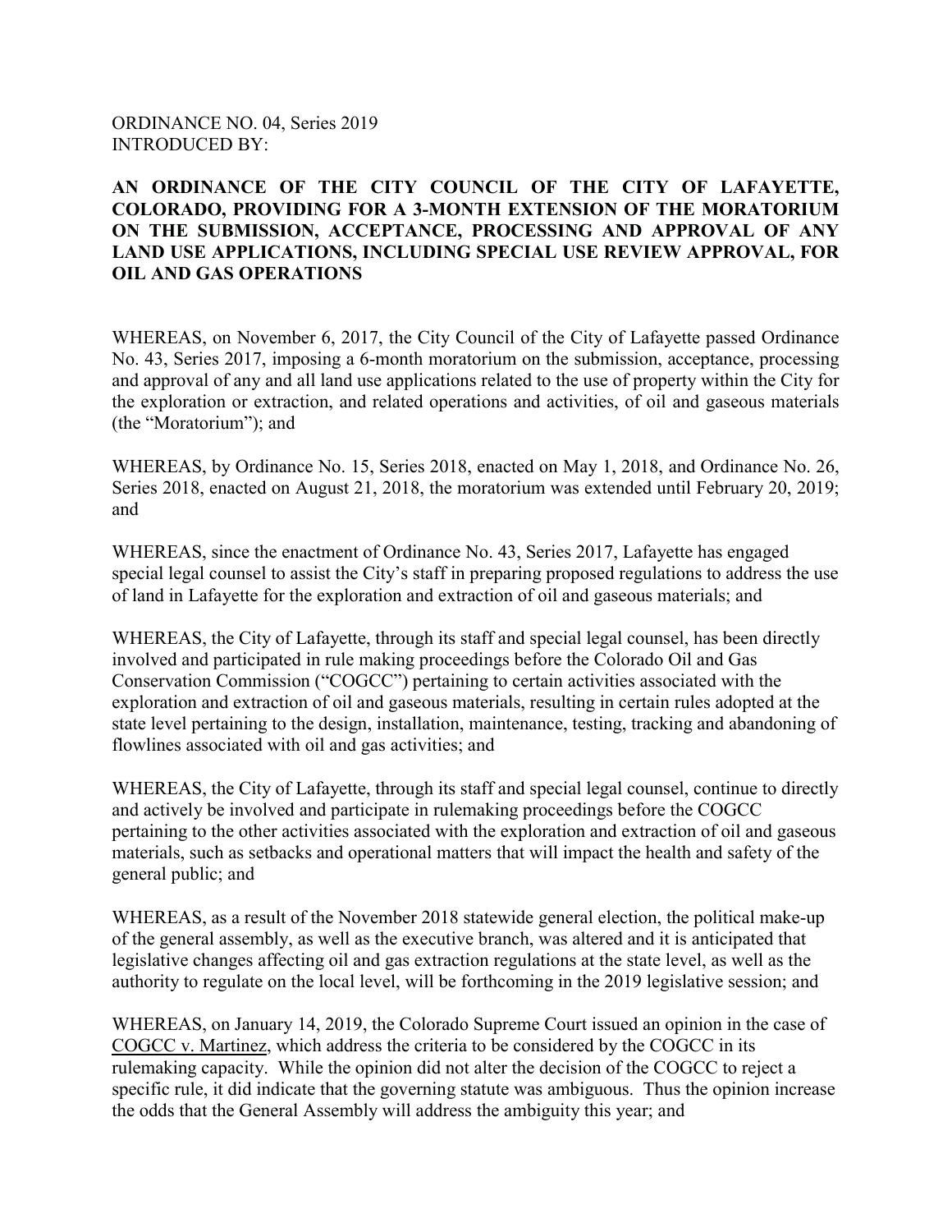ORDINANCE NO. 04, Series 2019
INTRODUCED BY:

**AN ORDINANCE OF THE CITY COUNCIL OF THE CITY OF LAFAYETTE, COLORADO, PROVIDING FOR A 3-MONTH EXTENSION OF THE MORATORIUM ON THE SUBMISSION, ACCEPTANCE, PROCESSING AND APPROVAL OF ANY LAND USE APPLICATIONS, INCLUDING SPECIAL USE REVIEW APPROVAL, FOR OIL AND GAS OPERATIONS**

WHEREAS, on November 6, 2017, the City Council of the City of Lafayette passed Ordinance No. 43, Series 2017, imposing a 6-month moratorium on the submission, acceptance, processing and approval of any and all land use applications related to the use of property within the City for the exploration or extraction, and related operations and activities, of oil and gaseous materials (the "Moratorium"); and

WHEREAS, by Ordinance No. 15, Series 2018, enacted on May 1, 2018, and Ordinance No. 26, Series 2018, enacted on August 21, 2018, the moratorium was extended until February 20, 2019; and

WHEREAS, since the enactment of Ordinance No. 43, Series 2017, Lafayette has engaged special legal counsel to assist the City's staff in preparing proposed regulations to address the use of land in Lafayette for the exploration and extraction of oil and gaseous materials; and

WHEREAS, the City of Lafayette, through its staff and special legal counsel, has been directly involved and participated in rule making proceedings before the Colorado Oil and Gas Conservation Commission ("COGCC") pertaining to certain activities associated with the exploration and extraction of oil and gaseous materials, resulting in certain rules adopted at the state level pertaining to the design, installation, maintenance, testing, tracking and abandoning of flowlines associated with oil and gas activities; and

WHEREAS, the City of Lafayette, through its staff and special legal counsel, continue to directly and actively be involved and participate in rulemaking proceedings before the COGCC pertaining to the other activities associated with the exploration and extraction of oil and gaseous materials, such as setbacks and operational matters that will impact the health and safety of the general public; and

WHEREAS, as a result of the November 2018 statewide general election, the political make-up of the general assembly, as well as the executive branch, was altered and it is anticipated that legislative changes affecting oil and gas extraction regulations at the state level, as well as the authority to regulate on the local level, will be forthcoming in the 2019 legislative session; and

WHEREAS, on January 14, 2019, the Colorado Supreme Court issued an opinion in the case of COGCC v. Martinez, which address the criteria to be considered by the COGCC in its rulemaking capacity. While the opinion did not alter the decision of the COGCC to reject a specific rule, it did indicate that the governing statute was ambiguous. Thus the opinion increase the odds that the General Assembly will address the ambiguity this year; and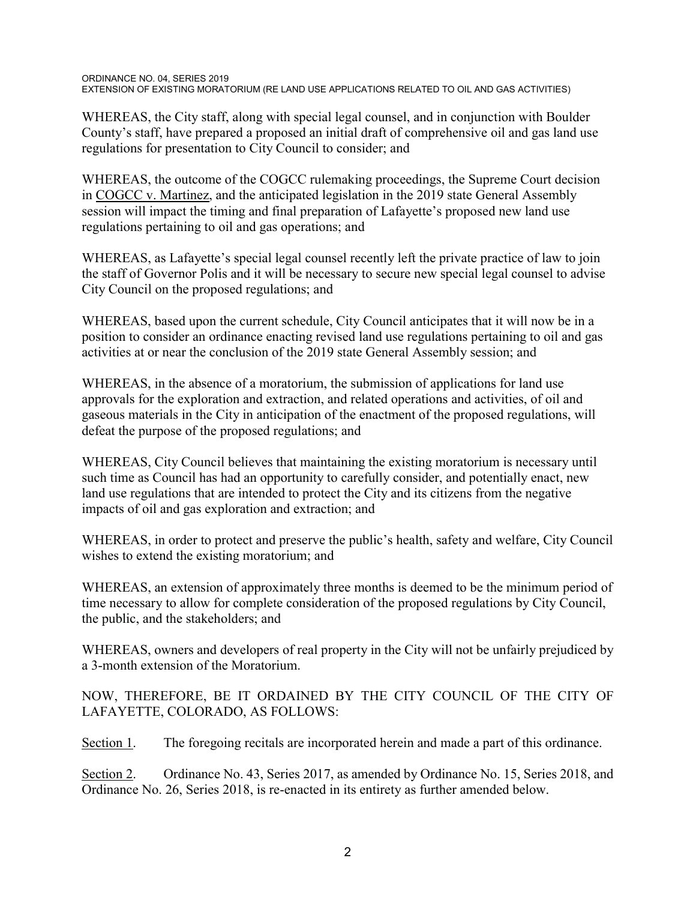WHEREAS, the City staff, along with special legal counsel, and in conjunction with Boulder County's staff, have prepared a proposed an initial draft of comprehensive oil and gas land use regulations for presentation to City Council to consider; and

WHEREAS, the outcome of the COGCC rulemaking proceedings, the Supreme Court decision in COGCC v. Martinez, and the anticipated legislation in the 2019 state General Assembly session will impact the timing and final preparation of Lafayette's proposed new land use regulations pertaining to oil and gas operations; and

WHEREAS, as Lafayette's special legal counsel recently left the private practice of law to join the staff of Governor Polis and it will be necessary to secure new special legal counsel to advise City Council on the proposed regulations; and

WHEREAS, based upon the current schedule, City Council anticipates that it will now be in a position to consider an ordinance enacting revised land use regulations pertaining to oil and gas activities at or near the conclusion of the 2019 state General Assembly session; and

WHEREAS, in the absence of a moratorium, the submission of applications for land use approvals for the exploration and extraction, and related operations and activities, of oil and gaseous materials in the City in anticipation of the enactment of the proposed regulations, will defeat the purpose of the proposed regulations; and

WHEREAS, City Council believes that maintaining the existing moratorium is necessary until such time as Council has had an opportunity to carefully consider, and potentially enact, new land use regulations that are intended to protect the City and its citizens from the negative impacts of oil and gas exploration and extraction; and

WHEREAS, in order to protect and preserve the public's health, safety and welfare, City Council wishes to extend the existing moratorium; and

WHEREAS, an extension of approximately three months is deemed to be the minimum period of time necessary to allow for complete consideration of the proposed regulations by City Council, the public, and the stakeholders; and

WHEREAS, owners and developers of real property in the City will not be unfairly prejudiced by a 3-month extension of the Moratorium.

NOW, THEREFORE, BE IT ORDAINED BY THE CITY COUNCIL OF THE CITY OF LAFAYETTE, COLORADO, AS FOLLOWS:

Section 1. The foregoing recitals are incorporated herein and made a part of this ordinance.

Section 2. Ordinance No. 43, Series 2017, as amended by Ordinance No. 15, Series 2018, and Ordinance No. 26, Series 2018, is re-enacted in its entirety as further amended below.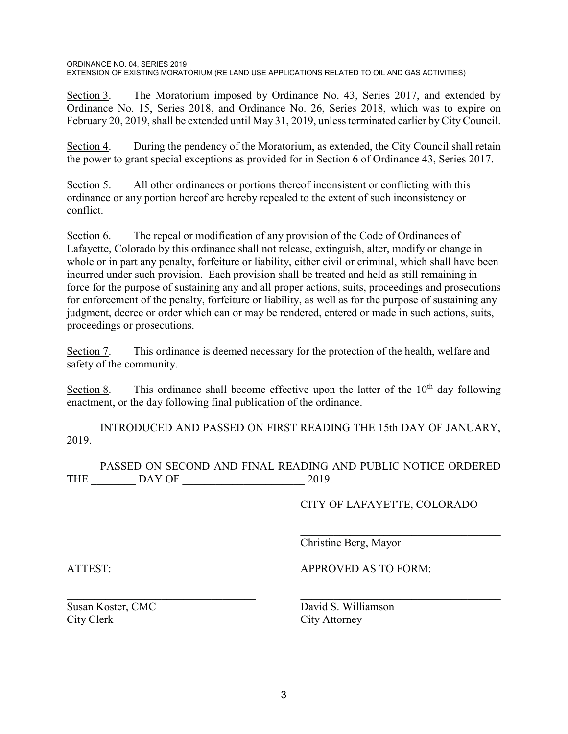Section 3. The Moratorium imposed by Ordinance No. 43, Series 2017, and extended by Ordinance No. 15, Series 2018, and Ordinance No. 26, Series 2018, which was to expire on February 20, 2019, shall be extended until May 31, 2019, unless terminated earlier by City Council.

Section 4. During the pendency of the Moratorium, as extended, the City Council shall retain the power to grant special exceptions as provided for in Section 6 of Ordinance 43, Series 2017.

Section 5. All other ordinances or portions thereof inconsistent or conflicting with this ordinance or any portion hereof are hereby repealed to the extent of such inconsistency or conflict.

Section 6. The repeal or modification of any provision of the Code of Ordinances of Lafayette, Colorado by this ordinance shall not release, extinguish, alter, modify or change in whole or in part any penalty, forfeiture or liability, either civil or criminal, which shall have been incurred under such provision. Each provision shall be treated and held as still remaining in force for the purpose of sustaining any and all proper actions, suits, proceedings and prosecutions for enforcement of the penalty, forfeiture or liability, as well as for the purpose of sustaining any judgment, decree or order which can or may be rendered, entered or made in such actions, suits, proceedings or prosecutions.

Section 7. This ordinance is deemed necessary for the protection of the health, welfare and safety of the community.

Section 8. This ordinance shall become effective upon the latter of the 10th day following enactment, or the day following final publication of the ordinance.

INTRODUCED AND PASSED ON FIRST READING THE 15th DAY OF JANUARY, 2019.

PASSED ON SECOND AND FINAL READING AND PUBLIC NOTICE ORDERED THE ________ DAY OF ______________________ 2019.

CITY OF LAFAYETTE, COLORADO

_____________________________________
Christine Berg, Mayor

ATTEST:

_____________________________________
Susan Koster, CMC
City Clerk

APPROVED AS TO FORM:

_____________________________________
David S. Williamson
City Attorney